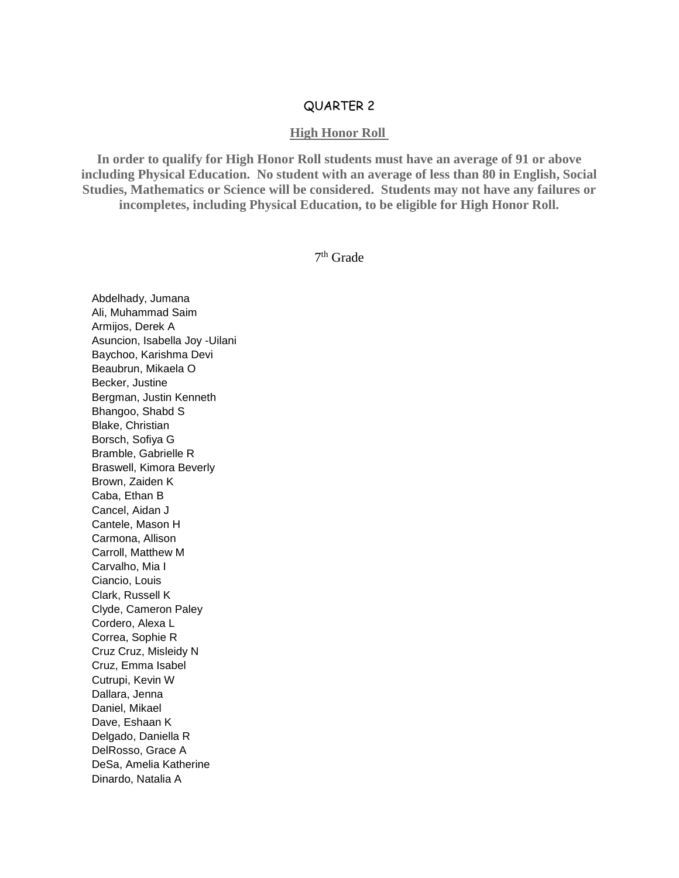# QUARTER 2

## High Honor Roll

**In order to qualify for High Honor Roll students must have an average of 91 or above including Physical Education. No student with an average of less than 80 in English, Social Studies, Mathematics or Science will be considered. Students may not have any failures or incompletes, including Physical Education, to be eligible for High Honor Roll.**

### 7th Grade

Abdelhady, Jumana
Ali, Muhammad Saim
Armijos, Derek A
Asuncion, Isabella Joy -Uilani
Baychoo, Karishma Devi
Beaubrun, Mikaela O
Becker, Justine
Bergman, Justin Kenneth
Bhangoo, Shabd S
Blake, Christian
Borsch, Sofiya G
Bramble, Gabrielle R
Braswell, Kimora Beverly
Brown, Zaiden K
Caba, Ethan B
Cancel, Aidan J
Cantele, Mason H
Carmona, Allison
Carroll, Matthew M
Carvalho, Mia I
Ciancio, Louis
Clark, Russell K
Clyde, Cameron Paley
Cordero, Alexa L
Correa, Sophie R
Cruz Cruz, Misleidy N
Cruz, Emma Isabel
Cutrupi, Kevin W
Dallara, Jenna
Daniel, Mikael
Dave, Eshaan K
Delgado, Daniella R
DelRosso, Grace A
DeSa, Amelia Katherine
Dinardo, Natalia A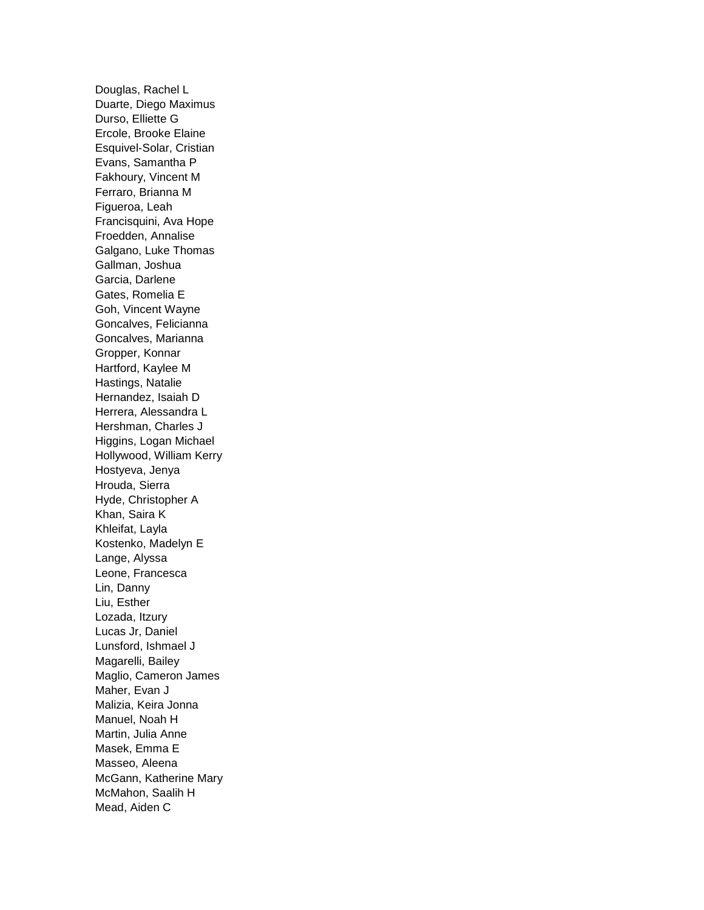Douglas, Rachel L
Duarte, Diego Maximus
Durso, Elliette G
Ercole, Brooke Elaine
Esquivel-Solar, Cristian
Evans, Samantha P
Fakhoury, Vincent M
Ferraro, Brianna M
Figueroa, Leah
Francisquini, Ava Hope
Froedden, Annalise
Galgano, Luke Thomas
Gallman, Joshua
Garcia, Darlene
Gates, Romelia E
Goh, Vincent Wayne
Goncalves, Felicianna
Goncalves, Marianna
Gropper, Konnar
Hartford, Kaylee M
Hastings, Natalie
Hernandez, Isaiah D
Herrera, Alessandra L
Hershman, Charles J
Higgins, Logan Michael
Hollywood, William Kerry
Hostyeva, Jenya
Hrouda, Sierra
Hyde, Christopher A
Khan, Saira K
Khleifat, Layla
Kostenko, Madelyn E
Lange, Alyssa
Leone, Francesca
Lin, Danny
Liu, Esther
Lozada, Itzury
Lucas Jr, Daniel
Lunsford, Ishmael J
Magarelli, Bailey
Maglio, Cameron James
Maher, Evan J
Malizia, Keira Jonna
Manuel, Noah H
Martin, Julia Anne
Masek, Emma E
Masseo, Aleena
McGann, Katherine Mary
McMahon, Saalih H
Mead, Aiden C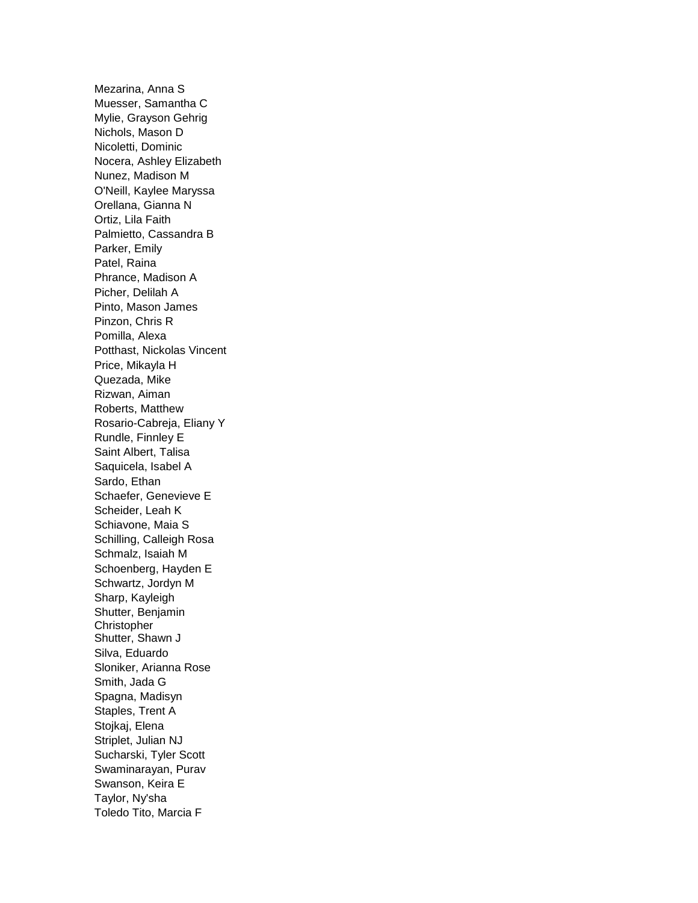Mezarina, Anna S
Muesser, Samantha C
Mylie, Grayson Gehrig
Nichols, Mason D
Nicoletti, Dominic
Nocera, Ashley Elizabeth
Nunez, Madison M
O'Neill, Kaylee Maryssa
Orellana, Gianna N
Ortiz, Lila Faith
Palmietto, Cassandra B
Parker, Emily
Patel, Raina
Phrance, Madison A
Picher, Delilah A
Pinto, Mason James
Pinzon, Chris R
Pomilla, Alexa
Potthast, Nickolas Vincent
Price, Mikayla H
Quezada, Mike
Rizwan, Aiman
Roberts, Matthew
Rosario-Cabreja, Eliany Y
Rundle, Finnley E
Saint Albert, Talisa
Saquicela, Isabel A
Sardo, Ethan
Schaefer, Genevieve E
Scheider, Leah K
Schiavone, Maia S
Schilling, Calleigh Rosa
Schmalz, Isaiah M
Schoenberg, Hayden E
Schwartz, Jordyn M
Sharp, Kayleigh
Shutter, Benjamin Christopher
Shutter, Shawn J
Silva, Eduardo
Sloniker, Arianna Rose
Smith, Jada G
Spagna, Madisyn
Staples, Trent A
Stojkaj, Elena
Striplet, Julian NJ
Sucharski, Tyler Scott
Swaminarayan, Purav
Swanson, Keira E
Taylor, Ny'sha
Toledo Tito, Marcia F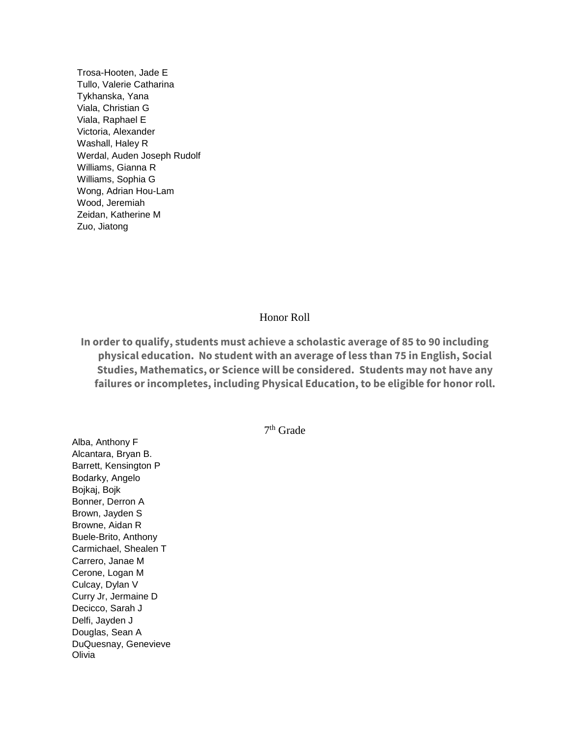Trosa-Hooten, Jade E
Tullo, Valerie Catharina
Tykhanska, Yana
Viala, Christian G
Viala, Raphael E
Victoria, Alexander
Washall, Haley R
Werdal, Auden Joseph Rudolf
Williams, Gianna R
Williams, Sophia G
Wong, Adrian Hou-Lam
Wood, Jeremiah
Zeidan, Katherine M
Zuo, Jiatong

## Honor Roll

**In order to qualify, students must achieve a scholastic average of 85 to 90 including physical education. No student with an average of less than 75 in English, Social Studies, Mathematics, or Science will be considered. Students may not have any failures or incompletes, including Physical Education, to be eligible for honor roll.**

### 7th Grade

Alba, Anthony F
Alcantara, Bryan B.
Barrett, Kensington P
Bodarky, Angelo
Bojkaj, Bojk
Bonner, Derron A
Brown, Jayden S
Browne, Aidan R
Buele-Brito, Anthony
Carmichael, Shealen T
Carrero, Janae M
Cerone, Logan M
Culcay, Dylan V
Curry Jr, Jermaine D
Decicco, Sarah J
Delfi, Jayden J
Douglas, Sean A
DuQuesnay, Genevieve Olivia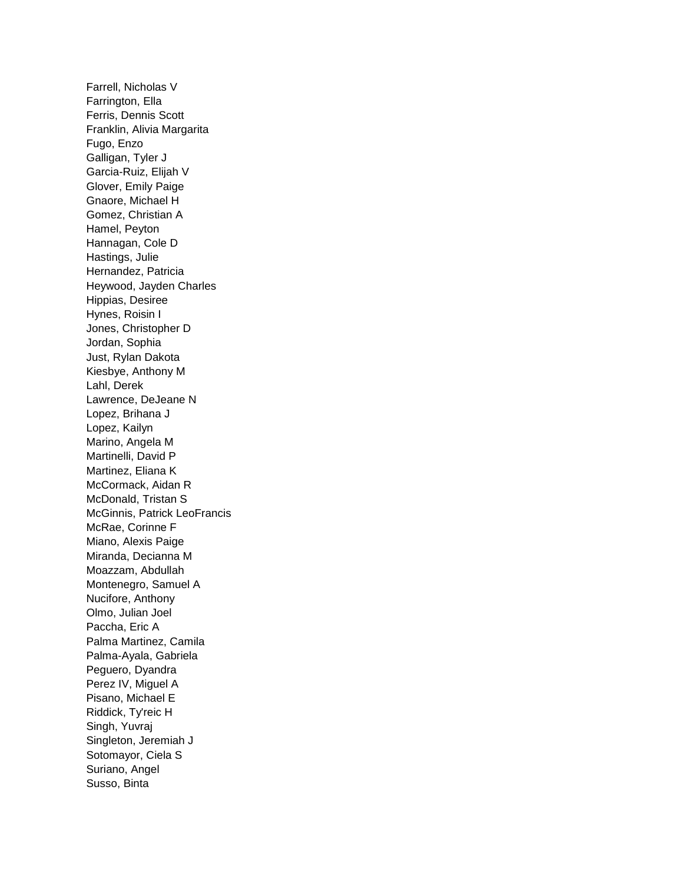Farrell, Nicholas V
Farrington, Ella
Ferris, Dennis Scott
Franklin, Alivia Margarita
Fugo, Enzo
Galligan, Tyler J
Garcia-Ruiz, Elijah V
Glover, Emily Paige
Gnaore, Michael H
Gomez, Christian A
Hamel, Peyton
Hannagan, Cole D
Hastings, Julie
Hernandez, Patricia
Heywood, Jayden Charles
Hippias, Desiree
Hynes, Roisin I
Jones, Christopher D
Jordan, Sophia
Just, Rylan Dakota
Kiesbye, Anthony M
Lahl, Derek
Lawrence, DeJeane N
Lopez, Brihana J
Lopez, Kailyn
Marino, Angela M
Martinelli, David P
Martinez, Eliana K
McCormack, Aidan R
McDonald, Tristan S
McGinnis, Patrick LeoFrancis
McRae, Corinne F
Miano, Alexis Paige
Miranda, Decianna M
Moazzam, Abdullah
Montenegro, Samuel A
Nucifore, Anthony
Olmo, Julian Joel
Paccha, Eric A
Palma Martinez, Camila
Palma-Ayala, Gabriela
Peguero, Dyandra
Perez IV, Miguel A
Pisano, Michael E
Riddick, Ty'reic H
Singh, Yuvraj
Singleton, Jeremiah J
Sotomayor, Ciela S
Suriano, Angel
Susso, Binta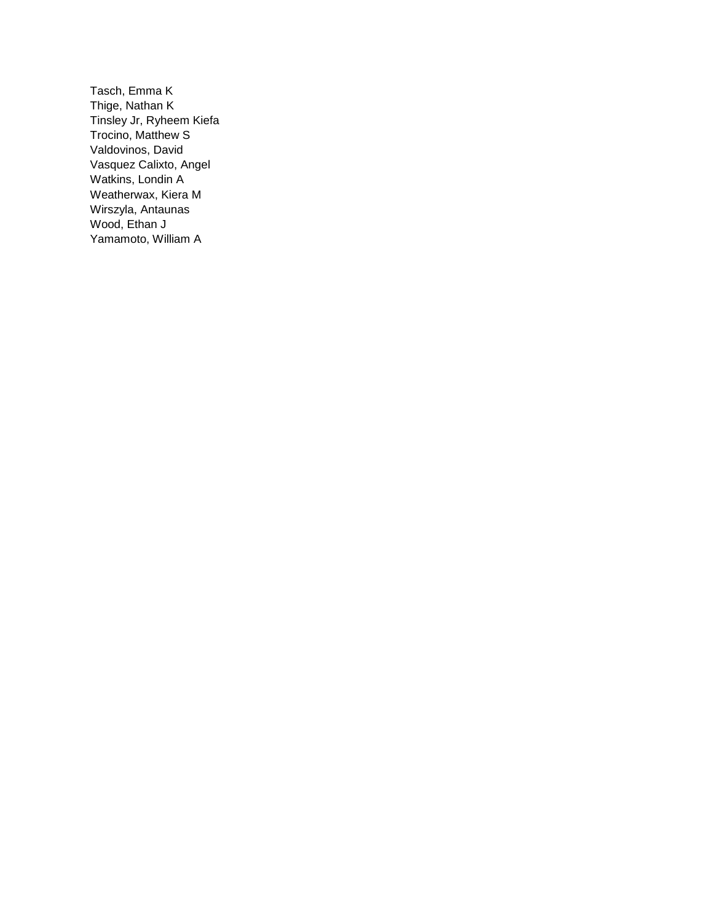Tasch, Emma K
Thige, Nathan K
Tinsley Jr, Ryheem Kiefa
Trocino, Matthew S
Valdovinos, David
Vasquez Calixto, Angel
Watkins, Londin A
Weatherwax, Kiera M
Wirszyla, Antaunas
Wood, Ethan J
Yamamoto, William A